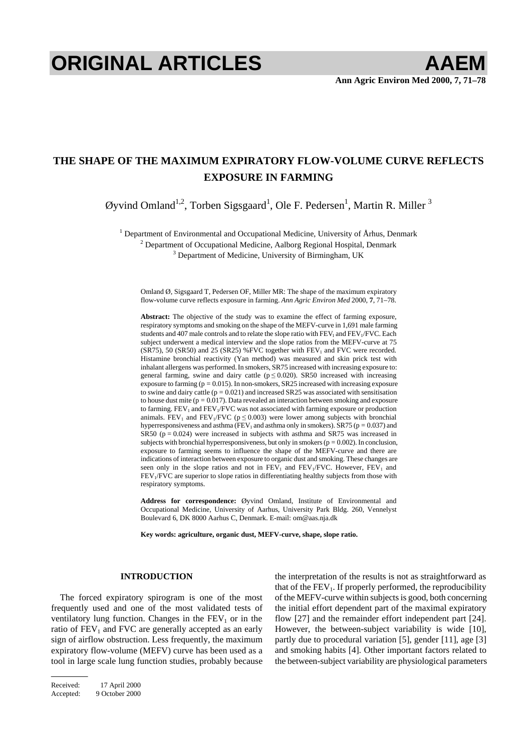# THE SHAPE OF THE MAXIMUM EXPIRATORY FLOW-VOLUME CURVE REFLECTS EXPOSURE IN FARMING

Øyvind Omland[1,2], Torben Sigsgaard[1], Ole F. Pedersen[1], Martin R. Miller [3]

[1] Department of Environmental and Occupational Medicine, University of Århus, Denmark
[2] Department of Occupational Medicine, Aalborg Regional Hospital, Denmark
[3] Department of Medicine, University of Birmingham, UK

Omland Ø, Sigsgaard T, Pedersen OF, Miller MR: The shape of the maximum expiratory flow-volume curve reflects exposure in farming. *Ann Agric Environ Med* 2000, **7**, 71–78.

**Abstract:** The objective of the study was to examine the effect of farming exposure, respiratory symptoms and smoking on the shape of the MEFV-curve in 1,691 male farming students and 407 male controls and to relate the slope ratio with $FEV_1$ and $FEV_1$/FVC. Each subject underwent a medical interview and the slope ratios from the MEFV-curve at 75 (SR75), 50 (SR50) and 25 (SR25) %FVC together with $FEV_1$ and FVC were recorded. Histamine bronchial reactivity (Yan method) was measured and skin prick test with inhalant allergens was performed. In smokers, SR75 increased with increasing exposure to: general farming, swine and dairy cattle ($p \leq 0.020$). SR50 increased with increasing exposure to farming ($p = 0.015$). In non-smokers, SR25 increased with increasing exposure to swine and dairy cattle ($p = 0.021$) and increased SR25 was associated with sensitisation to house dust mite ($p = 0.017$). Data revealed an interaction between smoking and exposure to farming. $FEV_1$ and $FEV_1$/FVC was not associated with farming exposure or production animals. $FEV_1$ and $FEV_1$/FVC ($p \leq 0.003$) were lower among subjects with bronchial hyperresponsiveness and asthma ($FEV_1$ and asthma only in smokers). SR75 ($p = 0.037$) and SR50 ($p = 0.024$) were increased in subjects with asthma and SR75 was increased in subjects with bronchial hyperresponsiveness, but only in smokers ($p = 0.002$). In conclusion, exposure to farming seems to influence the shape of the MEFV-curve and there are indications of interaction between exposure to organic dust and smoking. These changes are seen only in the slope ratios and not in $FEV_1$ and $FEV_1$/FVC. However, $FEV_1$ and $FEV_1$/FVC are superior to slope ratios in differentiating healthy subjects from those with respiratory symptoms.

**Address for correspondence:** Øyvind Omland, Institute of Environmental and Occupational Medicine, University of Aarhus, University Park Bldg. 260, Vennelyst Boulevard 6, DK 8000 Aarhus C, Denmark. E-mail: om@aas.nja.dk

**Key words: agriculture, organic dust, MEFV-curve, shape, slope ratio.**

## INTRODUCTION

The forced expiratory spirogram is one of the most frequently used and one of the most validated tests of ventilatory lung function. Changes in the $FEV_1$ or in the ratio of $FEV_1$ and FVC are generally accepted as an early sign of airflow obstruction. Less frequently, the maximum expiratory flow-volume (MEFV) curve has been used as a tool in large scale lung function studies, probably because the interpretation of the results is not as straightforward as that of the $FEV_1$. If properly performed, the reproducibility of the MEFV-curve within subjects is good, both concerning the initial effort dependent part of the maximal expiratory flow [27] and the remainder effort independent part [24]. However, the between-subject variability is wide [10], partly due to procedural variation [5], gender [11], age [3] and smoking habits [4]. Other important factors related to the between-subject variability are physiological parameters

Received: 17 April 2000
Accepted: 9 October 2000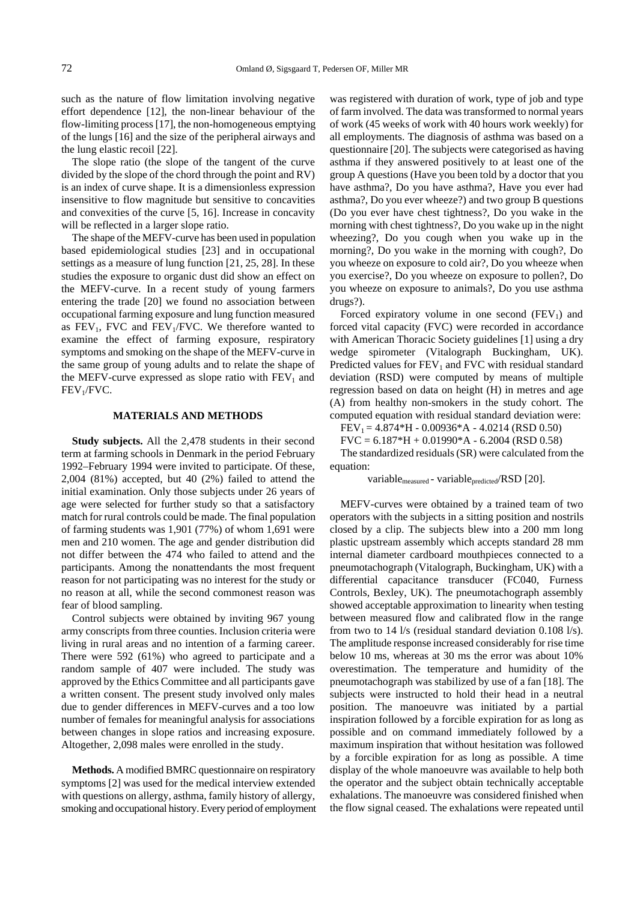such as the nature of flow limitation involving negative effort dependence [12], the non-linear behaviour of the flow-limiting process [17], the non-homogeneous emptying of the lungs [16] and the size of the peripheral airways and the lung elastic recoil [22].

The slope ratio (the slope of the tangent of the curve divided by the slope of the chord through the point and RV) is an index of curve shape. It is a dimensionless expression insensitive to flow magnitude but sensitive to concavities and convexities of the curve [5, 16]. Increase in concavity will be reflected in a larger slope ratio.

The shape of the MEFV-curve has been used in population based epidemiological studies [23] and in occupational settings as a measure of lung function [21, 25, 28]. In these studies the exposure to organic dust did show an effect on the MEFV-curve. In a recent study of young farmers entering the trade [20] we found no association between occupational farming exposure and lung function measured as $FEV_1$, FVC and $FEV_1$/FVC. We therefore wanted to examine the effect of farming exposure, respiratory symptoms and smoking on the shape of the MEFV-curve in the same group of young adults and to relate the shape of the MEFV-curve expressed as slope ratio with $FEV_1$ and $FEV_1$/FVC.

## MATERIALS AND METHODS

**Study subjects.** All the 2,478 students in their second term at farming schools in Denmark in the period February 1992–February 1994 were invited to participate. Of these, 2,004 (81%) accepted, but 40 (2%) failed to attend the initial examination. Only those subjects under 26 years of age were selected for further study so that a satisfactory match for rural controls could be made. The final population of farming students was 1,901 (77%) of whom 1,691 were men and 210 women. The age and gender distribution did not differ between the 474 who failed to attend and the participants. Among the nonattendants the most frequent reason for not participating was no interest for the study or no reason at all, while the second commonest reason was fear of blood sampling.

Control subjects were obtained by inviting 967 young army conscripts from three counties. Inclusion criteria were living in rural areas and no intention of a farming career. There were 592 (61%) who agreed to participate and a random sample of 407 were included. The study was approved by the Ethics Committee and all participants gave a written consent. The present study involved only males due to gender differences in MEFV-curves and a too low number of females for meaningful analysis for associations between changes in slope ratios and increasing exposure. Altogether, 2,098 males were enrolled in the study.

**Methods.** A modified BMRC questionnaire on respiratory symptoms [2] was used for the medical interview extended with questions on allergy, asthma, family history of allergy, smoking and occupational history. Every period of employment was registered with duration of work, type of job and type of farm involved. The data was transformed to normal years of work (45 weeks of work with 40 hours work weekly) for all employments. The diagnosis of asthma was based on a questionnaire [20]. The subjects were categorised as having asthma if they answered positively to at least one of the group A questions (Have you been told by a doctor that you have asthma?, Do you have asthma?, Have you ever had asthma?, Do you ever wheeze?) and two group B questions (Do you ever have chest tightness?, Do you wake in the morning with chest tightness?, Do you wake up in the night wheezing?, Do you cough when you wake up in the morning?, Do you wake in the morning with cough?, Do you wheeze on exposure to cold air?, Do you wheeze when you exercise?, Do you wheeze on exposure to pollen?, Do you wheeze on exposure to animals?, Do you use asthma drugs?).

Forced expiratory volume in one second ($FEV_1$) and forced vital capacity (FVC) were recorded in accordance with American Thoracic Society guidelines [1] using a dry wedge spirometer (Vitalograph Buckingham, UK). Predicted values for $FEV_1$ and FVC with residual standard deviation (RSD) were computed by means of multiple regression based on data on height (H) in metres and age (A) from healthy non-smokers in the study cohort. The computed equation with residual standard deviation were:

$FEV_1 = 4.874*H - 0.00936*A - 4.0214$ (RSD 0.50)

$FVC = 6.187*H + 0.01990*A - 6.2004$ (RSD 0.58)

The standardized residuals (SR) were calculated from the equation:

$$variable_{measured} - variable_{predicted}/RSD \text{ [20]}.$$

MEFV-curves were obtained by a trained team of two operators with the subjects in a sitting position and nostrils closed by a clip. The subjects blew into a 200 mm long plastic upstream assembly which accepts standard 28 mm internal diameter cardboard mouthpieces connected to a pneumotachograph (Vitalograph, Buckingham, UK) with a differential capacitance transducer (FC040, Furness Controls, Bexley, UK). The pneumotachograph assembly showed acceptable approximation to linearity when testing between measured flow and calibrated flow in the range from two to 14 l/s (residual standard deviation 0.108 l/s). The amplitude response increased considerably for rise time below 10 ms, whereas at 30 ms the error was about 10% overestimation. The temperature and humidity of the pneumotachograph was stabilized by use of a fan [18]. The subjects were instructed to hold their head in a neutral position. The manoeuvre was initiated by a partial inspiration followed by a forcible expiration for as long as possible and on command immediately followed by a maximum inspiration that without hesitation was followed by a forcible expiration for as long as possible. A time display of the whole manoeuvre was available to help both the operator and the subject obtain technically acceptable exhalations. The manoeuvre was considered finished when the flow signal ceased. The exhalations were repeated until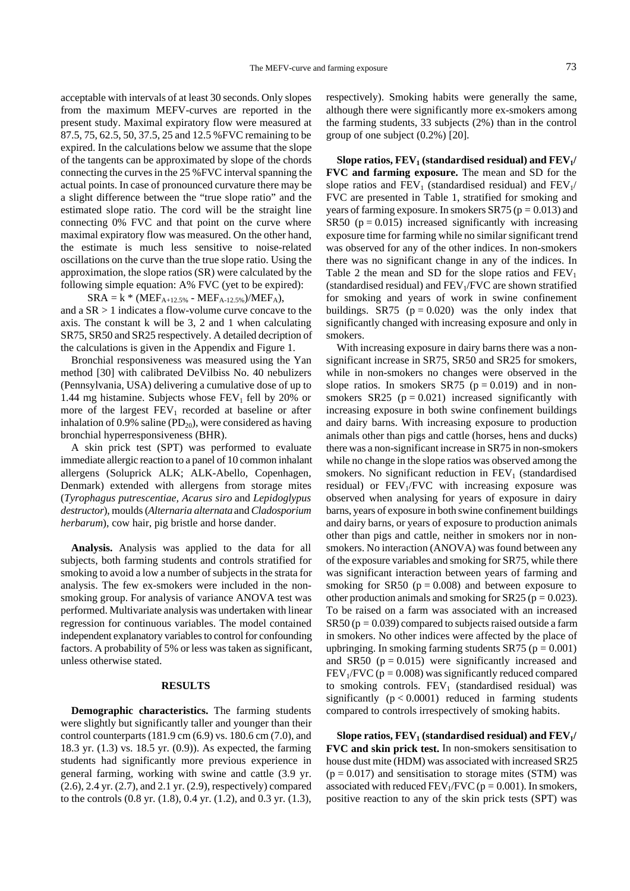acceptable with intervals of at least 30 seconds. Only slopes from the maximum MEFV-curves are reported in the present study. Maximal expiratory flow were measured at 87.5, 75, 62.5, 50, 37.5, 25 and 12.5 %FVC remaining to be expired. In the calculations below we assume that the slope of the tangents can be approximated by slope of the chords connecting the curves in the 25 %FVC interval spanning the actual points. In case of pronounced curvature there may be a slight difference between the "true slope ratio" and the estimated slope ratio. The cord will be the straight line connecting 0% FVC and that point on the curve where maximal expiratory flow was measured. On the other hand, the estimate is much less sensitive to noise-related oscillations on the curve than the true slope ratio. Using the approximation, the slope ratios (SR) were calculated by the following simple equation: A% FVC (yet to be expired):

$$SRA = k * (MEF_{A+12.5\%} - MEF_{A-12.5\%})/MEF_A),$$

and a SR > 1 indicates a flow-volume curve concave to the axis. The constant k will be 3, 2 and 1 when calculating SR75, SR50 and SR25 respectively. A detailed decription of the calculations is given in the Appendix and Figure 1.

Bronchial responsiveness was measured using the Yan method [30] with calibrated DeVilbiss No. 40 nebulizers (Pennsylvania, USA) delivering a cumulative dose of up to 1.44 mg histamine. Subjects whose $FEV_1$ fell by 20% or more of the largest $FEV_1$ recorded at baseline or after inhalation of 0.9% saline ($PD_{20}$), were considered as having bronchial hyperresponsiveness (BHR).

A skin prick test (SPT) was performed to evaluate immediate allergic reaction to a panel of 10 common inhalant allergens (Soluprick ALK; ALK-Abello, Copenhagen, Denmark) extended with allergens from storage mites (*Tyrophagus putrescentiae, Acarus siro* and *Lepidoglypus destructor*), moulds (*Alternaria alternata* and *Cladosporium herbarum*), cow hair, pig bristle and horse dander.

**Analysis.** Analysis was applied to the data for all subjects, both farming students and controls stratified for smoking to avoid a low a number of subjects in the strata for analysis. The few ex-smokers were included in the non-smoking group. For analysis of variance ANOVA test was performed. Multivariate analysis was undertaken with linear regression for continuous variables. The model contained independent explanatory variables to control for confounding factors. A probability of 5% or less was taken as significant, unless otherwise stated.

## RESULTS

**Demographic characteristics.** The farming students were slightly but significantly taller and younger than their control counterparts (181.9 cm (6.9) vs. 180.6 cm (7.0), and 18.3 yr. (1.3) vs. 18.5 yr. (0.9)). As expected, the farming students had significantly more previous experience in general farming, working with swine and cattle (3.9 yr. (2.6), 2.4 yr. (2.7), and 2.1 yr. (2.9), respectively) compared to the controls (0.8 yr. (1.8), 0.4 yr. (1.2), and 0.3 yr. (1.3), respectively). Smoking habits were generally the same, although there were significantly more ex-smokers among the farming students, 33 subjects (2%) than in the control group of one subject (0.2%) [20].

**Slope ratios, $FEV_1$ (standardised residual) and $FEV_1$/FVC and farming exposure.** The mean and SD for the slope ratios and $FEV_1$ (standardised residual) and $FEV_1$/FVC are presented in Table 1, stratified for smoking and years of farming exposure. In smokers SR75 ($p = 0.013$) and SR50 ($p = 0.015$) increased significantly with increasing exposure time for farming while no similar significant trend was observed for any of the other indices. In non-smokers there was no significant change in any of the indices. In Table 2 the mean and SD for the slope ratios and $FEV_1$ (standardised residual) and $FEV_1$/FVC are shown stratified for smoking and years of work in swine confinement buildings. SR75 ($p = 0.020$) was the only index that significantly changed with increasing exposure and only in smokers.

With increasing exposure in dairy barns there was a non-significant increase in SR75, SR50 and SR25 for smokers, while in non-smokers no changes were observed in the slope ratios. In smokers SR75 ($p = 0.019$) and in non-smokers SR25 ($p = 0.021$) increased significantly with increasing exposure in both swine confinement buildings and dairy barns. With increasing exposure to production animals other than pigs and cattle (horses, hens and ducks) there was a non-significant increase in SR75 in non-smokers while no change in the slope ratios was observed among the smokers. No significant reduction in $FEV_1$ (standardised residual) or $FEV_1$/FVC with increasing exposure was observed when analysing for years of exposure in dairy barns, years of exposure in both swine confinement buildings and dairy barns, or years of exposure to production animals other than pigs and cattle, neither in smokers nor in non-smokers. No interaction (ANOVA) was found between any of the exposure variables and smoking for SR75, while there was significant interaction between years of farming and smoking for SR50 ($p = 0.008$) and between exposure to other production animals and smoking for SR25 ($p = 0.023$). To be raised on a farm was associated with an increased SR50 ($p = 0.039$) compared to subjects raised outside a farm in smokers. No other indices were affected by the place of upbringing. In smoking farming students SR75 ($p = 0.001$) and SR50 ($p = 0.015$) were significantly increased and $FEV_1$/FVC ($p = 0.008$) was significantly reduced compared to smoking controls. $FEV_1$ (standardised residual) was significantly ($p < 0.0001$) reduced in farming students compared to controls irrespectively of smoking habits.

**Slope ratios, $FEV_1$ (standardised residual) and $FEV_1$/FVC and skin prick test.** In non-smokers sensitisation to house dust mite (HDM) was associated with increased SR25 ($p = 0.017$) and sensitisation to storage mites (STM) was associated with reduced $FEV_1$/FVC ($p = 0.001$). In smokers, positive reaction to any of the skin prick tests (SPT) was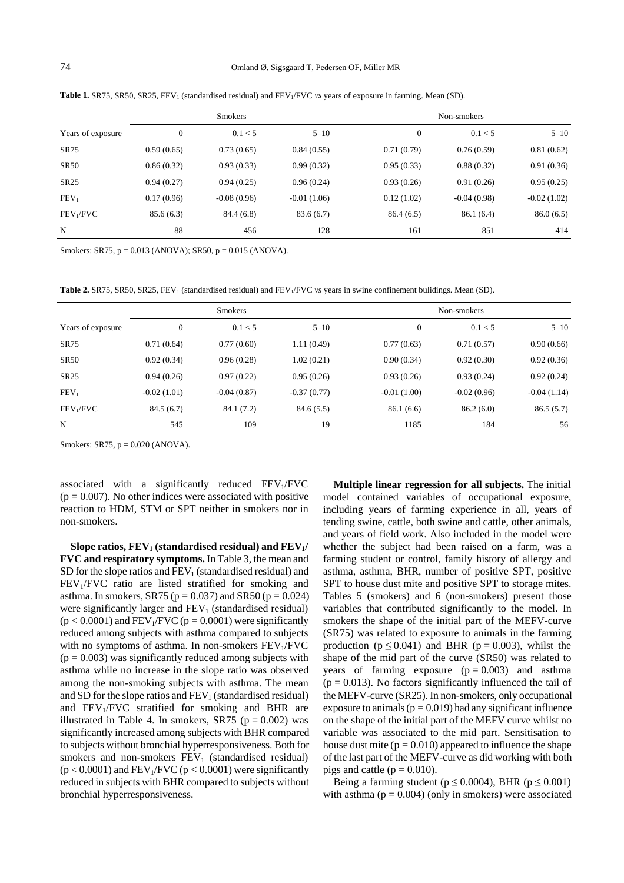**Table 1.** SR75, SR50, SR25, $FEV_1$ (standardised residual) and $FEV_1$/FVC *vs* years of exposure in farming. Mean (SD).

| | Smokers | | | Non-smokers | | |
|---|---|---|---|---|---|---|
| Years of exposure | 0 | 0.1 < 5 | 5–10 | 0 | 0.1 < 5 | 5–10 |
| SR75 | 0.59 (0.65) | 0.73 (0.65) | 0.84 (0.55) | 0.71 (0.79) | 0.76 (0.59) | 0.81 (0.62) |
| SR50 | 0.86 (0.32) | 0.93 (0.33) | 0.99 (0.32) | 0.95 (0.33) | 0.88 (0.32) | 0.91 (0.36) |
| SR25 | 0.94 (0.27) | 0.94 (0.25) | 0.96 (0.24) | 0.93 (0.26) | 0.91 (0.26) | 0.95 (0.25) |
| $FEV_1$ | 0.17 (0.96) | -0.08 (0.96) | -0.01 (1.06) | 0.12 (1.02) | -0.04 (0.98) | -0.02 (1.02) |
| $FEV_1$/FVC | 85.6 (6.3) | 84.4 (6.8) | 83.6 (6.7) | 86.4 (6.5) | 86.1 (6.4) | 86.0 (6.5) |
| N | 88 | 456 | 128 | 161 | 851 | 414 |

Smokers: SR75, p = 0.013 (ANOVA); SR50, p = 0.015 (ANOVA).

**Table 2.** SR75, SR50, SR25, $FEV_1$ (standardised residual) and $FEV_1$/FVC *vs* years in swine confinement bulidings. Mean (SD).

| | Smokers | | | Non-smokers | | |
|---|---|---|---|---|---|---|
| Years of exposure | 0 | 0.1 < 5 | 5–10 | 0 | 0.1 < 5 | 5–10 |
| SR75 | 0.71 (0.64) | 0.77 (0.60) | 1.11 (0.49) | 0.77 (0.63) | 0.71 (0.57) | 0.90 (0.66) |
| SR50 | 0.92 (0.34) | 0.96 (0.28) | 1.02 (0.21) | 0.90 (0.34) | 0.92 (0.30) | 0.92 (0.36) |
| SR25 | 0.94 (0.26) | 0.97 (0.22) | 0.95 (0.26) | 0.93 (0.26) | 0.93 (0.24) | 0.92 (0.24) |
| $FEV_1$ | -0.02 (1.01) | -0.04 (0.87) | -0.37 (0.77) | -0.01 (1.00) | -0.02 (0.96) | -0.04 (1.14) |
| $FEV_1$/FVC | 84.5 (6.7) | 84.1 (7.2) | 84.6 (5.5) | 86.1 (6.6) | 86.2 (6.0) | 86.5 (5.7) |
| N | 545 | 109 | 19 | 1185 | 184 | 56 |

Smokers: SR75, p = 0.020 (ANOVA).

associated with a significantly reduced $FEV_1$/FVC ($p = 0.007$). No other indices were associated with positive reaction to HDM, STM or SPT neither in smokers nor in non-smokers.

**Slope ratios, $FEV_1$ (standardised residual) and $FEV_1$/ FVC and respiratory symptoms.** In Table 3, the mean and SD for the slope ratios and $FEV_1$ (standardised residual) and $FEV_1$/FVC ratio are listed stratified for smoking and asthma. In smokers, SR75 ($p = 0.037$) and SR50 ($p = 0.024$) were significantly larger and $FEV_1$ (standardised residual) ($p < 0.0001$) and $FEV_1$/FVC ($p = 0.0001$) were significantly reduced among subjects with asthma compared to subjects with no symptoms of asthma. In non-smokers $FEV_1$/FVC ($p = 0.003$) was significantly reduced among subjects with asthma while no increase in the slope ratio was observed among the non-smoking subjects with asthma. The mean and SD for the slope ratios and $FEV_1$ (standardised residual) and $FEV_1$/FVC stratified for smoking and BHR are illustrated in Table 4. In smokers, SR75 ($p = 0.002$) was significantly increased among subjects with BHR compared to subjects without bronchial hyperresponsiveness. Both for smokers and non-smokers $FEV_1$ (standardised residual) ($p < 0.0001$) and $FEV_1$/FVC ($p < 0.0001$) were significantly reduced in subjects with BHR compared to subjects without bronchial hyperresponsiveness.

**Multiple linear regression for all subjects.** The initial model contained variables of occupational exposure, including years of farming experience in all, years of tending swine, cattle, both swine and cattle, other animals, and years of field work. Also included in the model were whether the subject had been raised on a farm, was a farming student or control, family history of allergy and asthma, asthma, BHR, number of positive SPT, positive SPT to house dust mite and positive SPT to storage mites. Tables 5 (smokers) and 6 (non-smokers) present those variables that contributed significantly to the model. In smokers the shape of the initial part of the MEFV-curve (SR75) was related to exposure to animals in the farming production ($p \leq 0.041$) and BHR ($p = 0.003$), whilst the shape of the mid part of the curve (SR50) was related to years of farming exposure ($p = 0.003$) and asthma ($p = 0.013$). No factors significantly influenced the tail of the MEFV-curve (SR25). In non-smokers, only occupational exposure to animals ($p = 0.019$) had any significant influence on the shape of the initial part of the MEFV curve whilst no variable was associated to the mid part. Sensitisation to house dust mite ($p = 0.010$) appeared to influence the shape of the last part of the MEFV-curve as did working with both pigs and cattle ($p = 0.010$).

Being a farming student ($p \leq 0.0004$), BHR ($p \leq 0.001$) with asthma ($p = 0.004$) (only in smokers) were associated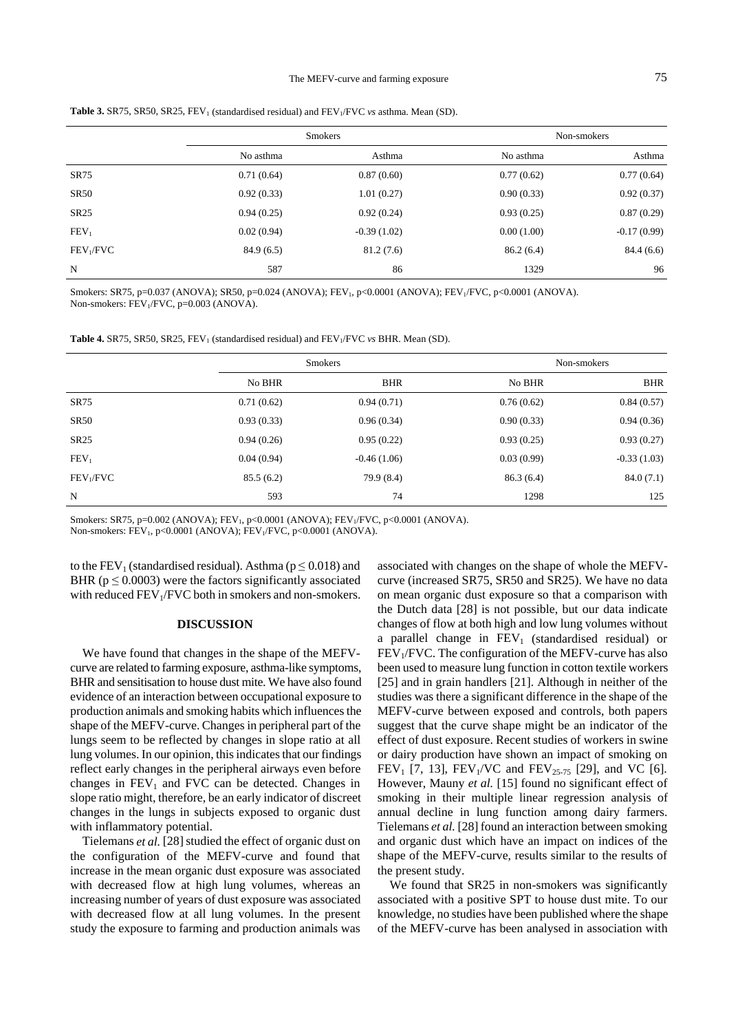**Table 3.** SR75, SR50, SR25, $FEV_1$ (standardised residual) and $FEV_1/FVC$ *vs* asthma. Mean (SD).

| | Smokers | | Non-smokers | |
|---|---|---|---|---|
| | No asthma | Asthma | No asthma | Asthma |
| SR75 | 0.71 (0.64) | 0.87 (0.60) | 0.77 (0.62) | 0.77 (0.64) |
| SR50 | 0.92 (0.33) | 1.01 (0.27) | 0.90 (0.33) | 0.92 (0.37) |
| SR25 | 0.94 (0.25) | 0.92 (0.24) | 0.93 (0.25) | 0.87 (0.29) |
| $FEV_1$ | 0.02 (0.94) | -0.39 (1.02) | 0.00 (1.00) | -0.17 (0.99) |
| $FEV_1/FVC$ | 84.9 (6.5) | 81.2 (7.6) | 86.2 (6.4) | 84.4 (6.6) |
| N | 587 | 86 | 1329 | 96 |

Smokers: SR75, p=0.037 (ANOVA); SR50, p=0.024 (ANOVA); $FEV_1$, p<0.0001 (ANOVA); $FEV_1/FVC$, p<0.0001 (ANOVA).
Non-smokers: $FEV_1/FVC$, p=0.003 (ANOVA).

**Table 4.** SR75, SR50, SR25, $FEV_1$ (standardised residual) and $FEV_1/FVC$ *vs* BHR. Mean (SD).

| | Smokers | | Non-smokers | |
|---|---|---|---|---|
| | No BHR | BHR | No BHR | BHR |
| SR75 | 0.71 (0.62) | 0.94 (0.71) | 0.76 (0.62) | 0.84 (0.57) |
| SR50 | 0.93 (0.33) | 0.96 (0.34) | 0.90 (0.33) | 0.94 (0.36) |
| SR25 | 0.94 (0.26) | 0.95 (0.22) | 0.93 (0.25) | 0.93 (0.27) |
| $FEV_1$ | 0.04 (0.94) | -0.46 (1.06) | 0.03 (0.99) | -0.33 (1.03) |
| $FEV_1/FVC$ | 85.5 (6.2) | 79.9 (8.4) | 86.3 (6.4) | 84.0 (7.1) |
| N | 593 | 74 | 1298 | 125 |

Smokers: SR75, p=0.002 (ANOVA); $FEV_1$, p<0.0001 (ANOVA); $FEV_1/FVC$, p<0.0001 (ANOVA).
Non-smokers: $FEV_1$, p<0.0001 (ANOVA); $FEV_1/FVC$, p<0.0001 (ANOVA).

to the $FEV_1$ (standardised residual). Asthma ($p \leq 0.018$) and BHR ($p \leq 0.0003$) were the factors significantly associated with reduced $FEV_1/FVC$ both in smokers and non-smokers.

## DISCUSSION

We have found that changes in the shape of the MEFV-curve are related to farming exposure, asthma-like symptoms, BHR and sensitisation to house dust mite. We have also found evidence of an interaction between occupational exposure to production animals and smoking habits which influences the shape of the MEFV-curve. Changes in peripheral part of the lungs seem to be reflected by changes in slope ratio at all lung volumes. In our opinion, this indicates that our findings reflect early changes in the peripheral airways even before changes in $FEV_1$ and FVC can be detected. Changes in slope ratio might, therefore, be an early indicator of discreet changes in the lungs in subjects exposed to organic dust with inflammatory potential.

Tielemans *et al.* [28] studied the effect of organic dust on the configuration of the MEFV-curve and found that increase in the mean organic dust exposure was associated with decreased flow at high lung volumes, whereas an increasing number of years of dust exposure was associated with decreased flow at all lung volumes. In the present study the exposure to farming and production animals was associated with changes on the shape of whole the MEFV-curve (increased SR75, SR50 and SR25). We have no data on mean organic dust exposure so that a comparison with the Dutch data [28] is not possible, but our data indicate changes of flow at both high and low lung volumes without a parallel change in $FEV_1$ (standardised residual) or $FEV_1/FVC$. The configuration of the MEFV-curve has also been used to measure lung function in cotton textile workers [25] and in grain handlers [21]. Although in neither of the studies was there a significant difference in the shape of the MEFV-curve between exposed and controls, both papers suggest that the curve shape might be an indicator of the effect of dust exposure. Recent studies of workers in swine or dairy production have shown an impact of smoking on $FEV_1$ [7, 13], $FEV_1/VC$ and $FEV_{25-75}$ [29], and VC [6]. However, Mauny *et al.* [15] found no significant effect of smoking in their multiple linear regression analysis of annual decline in lung function among dairy farmers. Tielemans *et al.* [28] found an interaction between smoking and organic dust which have an impact on indices of the shape of the MEFV-curve, results similar to the results of the present study.

We found that SR25 in non-smokers was significantly associated with a positive SPT to house dust mite. To our knowledge, no studies have been published where the shape of the MEFV-curve has been analysed in association with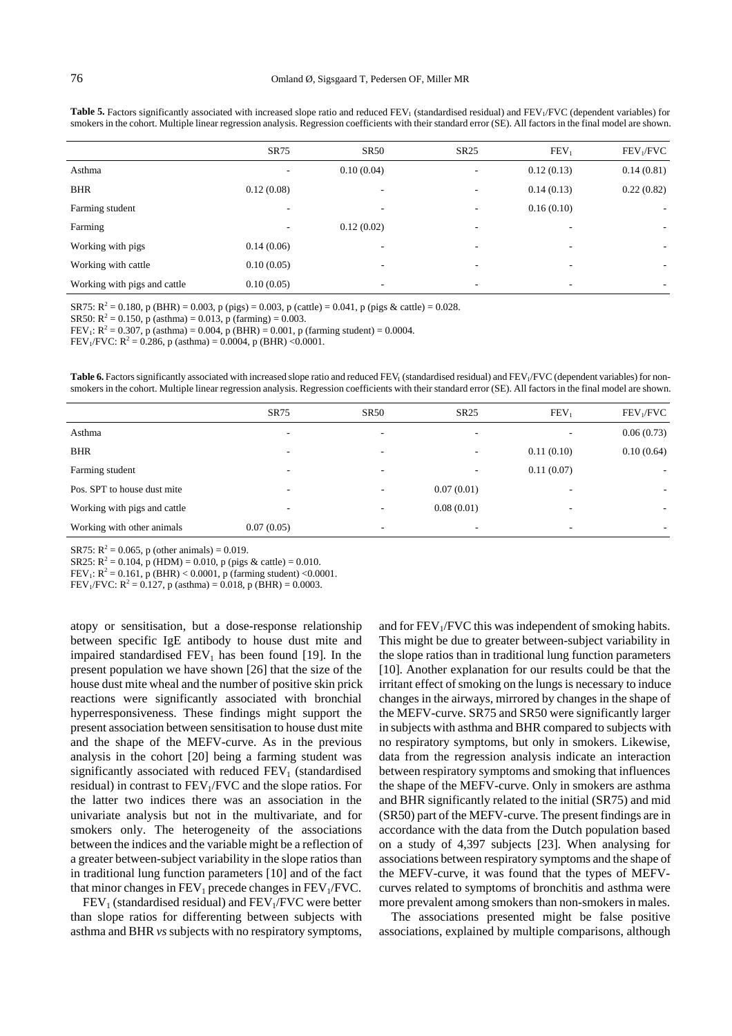**Table 5.** Factors significantly associated with increased slope ratio and reduced $FEV_1$ (standardised residual) and $FEV_1/FVC$ (dependent variables) for smokers in the cohort. Multiple linear regression analysis. Regression coefficients with their standard error (SE). All factors in the final model are shown.

| | SR75 | SR50 | SR25 | $FEV_1$ | $FEV_1/FVC$ |
|---|---|---|---|---|---|
| Asthma | - | 0.10 (0.04) | - | 0.12 (0.13) | 0.14 (0.81) |
| BHR | 0.12 (0.08) | - | - | 0.14 (0.13) | 0.22 (0.82) |
| Farming student | - | - | - | 0.16 (0.10) | - |
| Farming | - | 0.12 (0.02) | - | - | - |
| Working with pigs | 0.14 (0.06) | - | - | - | - |
| Working with cattle | 0.10 (0.05) | - | - | - | - |
| Working with pigs and cattle | 0.10 (0.05) | - | - | - | - |

SR75: $R^2 = 0.180$, p (BHR) = 0.003, p (pigs) = 0.003, p (cattle) = 0.041, p (pigs & cattle) = 0.028.
SR50: $R^2 = 0.150$, p (asthma) = 0.013, p (farming) = 0.003.
$FEV_1$: $R^2 = 0.307$, p (asthma) = 0.004, p (BHR) = 0.001, p (farming student) = 0.0004.
$FEV_1/FVC$: $R^2 = 0.286$, p (asthma) = 0.0004, p (BHR) <0.0001.

**Table 6.** Factors significantly associated with increased slope ratio and reduced $FEV_1$ (standardised residual) and $FEV_1/FVC$ (dependent variables) for non-smokers in the cohort. Multiple linear regression analysis. Regression coefficients with their standard error (SE). All factors in the final model are shown.

| | SR75 | SR50 | SR25 | $FEV_1$ | $FEV_1/FVC$ |
|---|---|---|---|---|---|
| Asthma | - | - | - | - | 0.06 (0.73) |
| BHR | - | - | - | 0.11 (0.10) | 0.10 (0.64) |
| Farming student | - | - | - | 0.11 (0.07) | - |
| Pos. SPT to house dust mite | - | - | 0.07 (0.01) | - | - |
| Working with pigs and cattle | - | - | 0.08 (0.01) | - | - |
| Working with other animals | 0.07 (0.05) | - | - | - | - |

SR75: $R^2 = 0.065$, p (other animals) = 0.019.
SR25: $R^2 = 0.104$, p (HDM) = 0.010, p (pigs & cattle) = 0.010.
$FEV_1$: $R^2 = 0.161$, p (BHR) < 0.0001, p (farming student) <0.0001.
$FEV_1/FVC$: $R^2 = 0.127$, p (asthma) = 0.018, p (BHR) = 0.0003.

atopy or sensitisation, but a dose-response relationship between specific IgE antibody to house dust mite and impaired standardised $FEV_1$ has been found [19]. In the present population we have shown [26] that the size of the house dust mite wheal and the number of positive skin prick reactions were significantly associated with bronchial hyperresponsiveness. These findings might support the present association between sensitisation to house dust mite and the shape of the MEFV-curve. As in the previous analysis in the cohort [20] being a farming student was significantly associated with reduced $FEV_1$ (standardised residual) in contrast to $FEV_1/FVC$ and the slope ratios. For the latter two indices there was an association in the univariate analysis but not in the multivariate, and for smokers only. The heterogeneity of the associations between the indices and the variable might be a reflection of a greater between-subject variability in the slope ratios than in traditional lung function parameters [10] and of the fact that minor changes in $FEV_1$ precede changes in $FEV_1/FVC$.

$FEV_1$ (standardised residual) and $FEV_1/FVC$ were better than slope ratios for differenting between subjects with asthma and BHR *vs* subjects with no respiratory symptoms, and for $FEV_1/FVC$ this was independent of smoking habits. This might be due to greater between-subject variability in the slope ratios than in traditional lung function parameters [10]. Another explanation for our results could be that the irritant effect of smoking on the lungs is necessary to induce changes in the airways, mirrored by changes in the shape of the MEFV-curve. SR75 and SR50 were significantly larger in subjects with asthma and BHR compared to subjects with no respiratory symptoms, but only in smokers. Likewise, data from the regression analysis indicate an interaction between respiratory symptoms and smoking that influences the shape of the MEFV-curve. Only in smokers are asthma and BHR significantly related to the initial (SR75) and mid (SR50) part of the MEFV-curve. The present findings are in accordance with the data from the Dutch population based on a study of 4,397 subjects [23]. When analysing for associations between respiratory symptoms and the shape of the MEFV-curve, it was found that the types of MEFV-curves related to symptoms of bronchitis and asthma were more prevalent among smokers than non-smokers in males.

The associations presented might be false positive associations, explained by multiple comparisons, although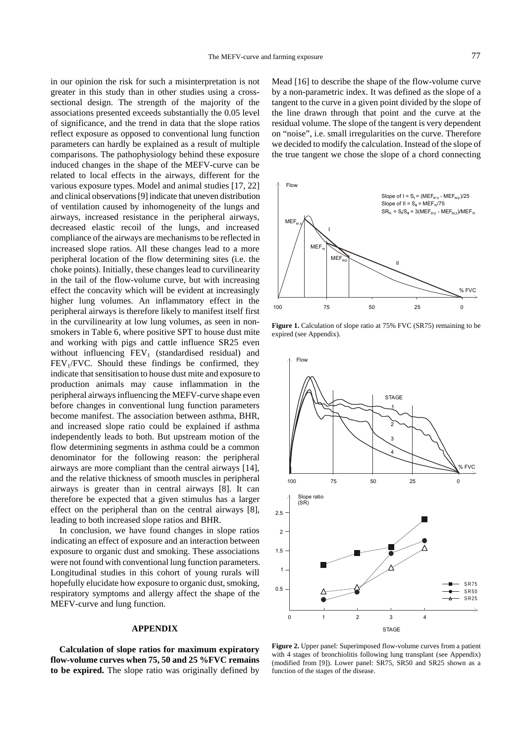in our opinion the risk for such a misinterpretation is not greater in this study than in other studies using a cross-sectional design. The strength of the majority of the associations presented exceeds substantially the 0.05 level of significance, and the trend in data that the slope ratios reflect exposure as opposed to conventional lung function parameters can hardly be explained as a result of multiple comparisons. The pathophysiology behind these exposure induced changes in the shape of the MEFV-curve can be related to local effects in the airways, different for the various exposure types. Model and animal studies [17, 22] and clinical observations [9] indicate that uneven distribution of ventilation caused by inhomogeneity of the lungs and airways, increased resistance in the peripheral airways, decreased elastic recoil of the lungs, and increased compliance of the airways are mechanisms to be reflected in increased slope ratios. All these changes lead to a more peripheral location of the flow determining sites (i.e. the choke points). Initially, these changes lead to curvilinearity in the tail of the flow-volume curve, but with increasing effect the concavity which will be evident at increasingly higher lung volumes. An inflammatory effect in the peripheral airways is therefore likely to manifest itself first in the curvilinearity at low lung volumes, as seen in non-smokers in Table 6, where positive SPT to house dust mite and working with pigs and cattle influence SR25 even without influencing $FEV_1$ (standardised residual) and $FEV_1$/FVC. Should these findings be confirmed, they indicate that sensitisation to house dust mite and exposure to production animals may cause inflammation in the peripheral airways influencing the MEFV-curve shape even before changes in conventional lung function parameters become manifest. The association between asthma, BHR, and increased slope ratio could be explained if asthma independently leads to both. But upstream motion of the flow determining segments in asthma could be a common denominator for the following reason: the peripheral airways are more compliant than the central airways [14], and the relative thickness of smooth muscles in peripheral airways is greater than in central airways [8]. It can therefore be expected that a given stimulus has a larger effect on the peripheral than on the central airways [8], leading to both increased slope ratios and BHR.

In conclusion, we have found changes in slope ratios indicating an effect of exposure and an interaction between exposure to organic dust and smoking. These associations were not found with conventional lung function parameters. Longitudinal studies in this cohort of young rurals will hopefully elucidate how exposure to organic dust, smoking, respiratory symptoms and allergy affect the shape of the MEFV-curve and lung function.

## APPENDIX

**Calculation of slope ratios for maximum expiratory flow-volume curves when 75, 50 and 25 %FVC remains to be expired.** The slope ratio was originally defined by Mead [16] to describe the shape of the flow-volume curve by a non-parametric index. It was defined as the slope of a tangent to the curve in a given point divided by the slope of the line drawn through that point and the curve at the residual volume. The slope of the tangent is very dependent on "noise", i.e. small irregularities on the curve. Therefore we decided to modify the calculation. Instead of the slope of the true tangent we chose the slope of a chord connecting

**Figure 1.** Calculation of slope ratio at 75% FVC (SR75) remaining to be expired (see Appendix).

**Figure 2.** Upper panel: Superimposed flow-volume curves from a patient with 4 stages of bronchiolitis following lung transplant (see Appendix) (modified from [9]). Lower panel: SR75, SR50 and SR25 shown as a function of the stages of the disease.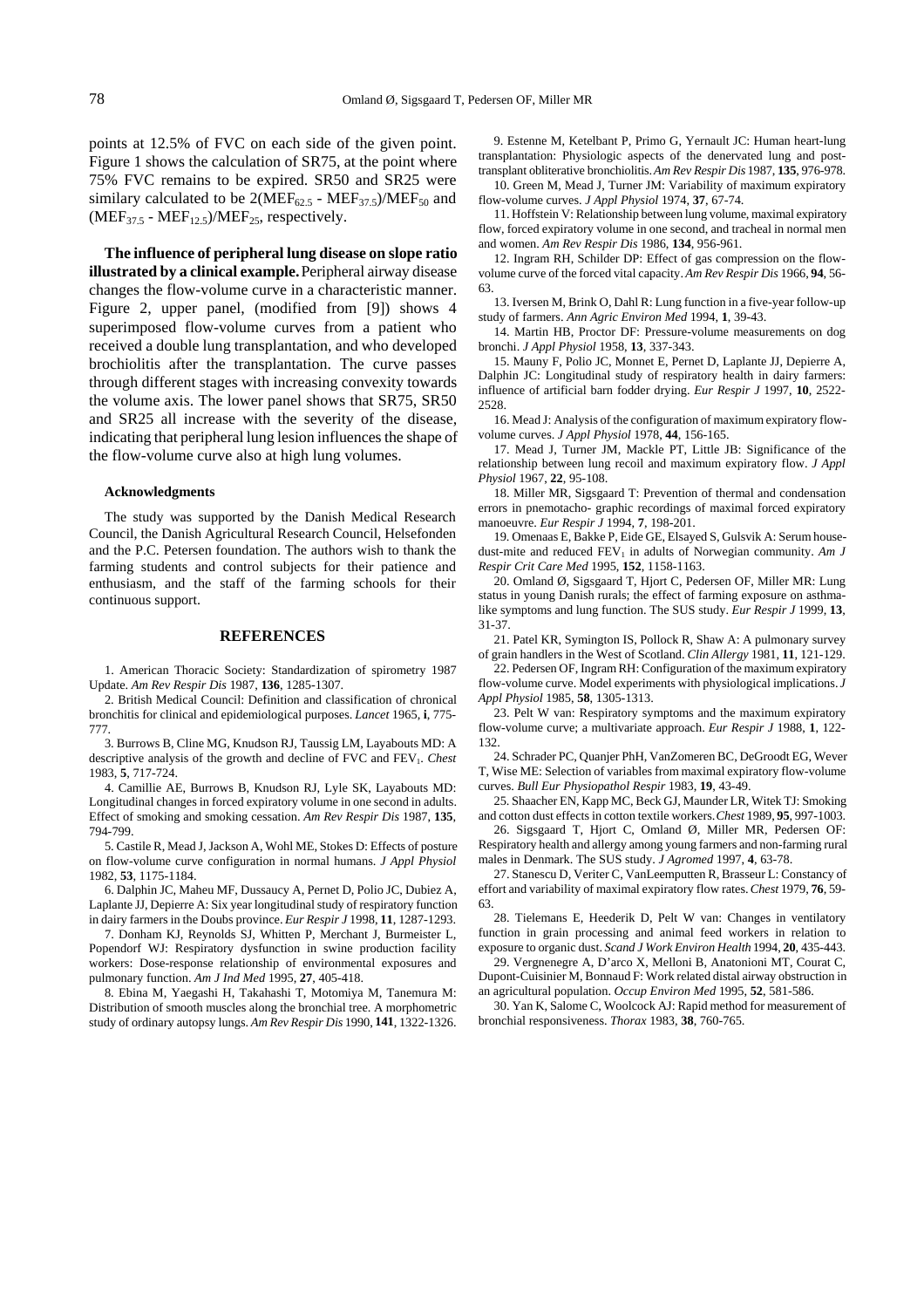points at 12.5% of FVC on each side of the given point. Figure 1 shows the calculation of SR75, at the point where 75% FVC remains to be expired. SR50 and SR25 were similary calculated to be $2(MEF_{62.5} - MEF_{37.5})/MEF_{50}$ and $(MEF_{37.5} - MEF_{12.5})/MEF_{25}$, respectively.

**The influence of peripheral lung disease on slope ratio illustrated by a clinical example.** Peripheral airway disease changes the flow-volume curve in a characteristic manner. Figure 2, upper panel, (modified from [9]) shows 4 superimposed flow-volume curves from a patient who received a double lung transplantation, and who developed brochiolitis after the transplantation. The curve passes through different stages with increasing convexity towards the volume axis. The lower panel shows that SR75, SR50 and SR25 all increase with the severity of the disease, indicating that peripheral lung lesion influences the shape of the flow-volume curve also at high lung volumes.

#### Acknowledgments

The study was supported by the Danish Medical Research Council, the Danish Agricultural Research Council, Helsefonden and the P.C. Petersen foundation. The authors wish to thank the farming students and control subjects for their patience and enthusiasm, and the staff of the farming schools for their continuous support.

## REFERENCES

1. American Thoracic Society: Standardization of spirometry 1987 Update. *Am Rev Respir Dis* 1987, **136**, 1285-1307.

2. British Medical Council: Definition and classification of chronical bronchitis for clinical and epidemiological purposes. *Lancet* 1965, **i**, 775-777.

3. Burrows B, Cline MG, Knudson RJ, Taussig LM, Layabouts MD: A descriptive analysis of the growth and decline of FVC and $FEV_1$. *Chest* 1983, **5**, 717-724.

4. Camillie AE, Burrows B, Knudson RJ, Lyle SK, Layabouts MD: Longitudinal changes in forced expiratory volume in one second in adults. Effect of smoking and smoking cessation. *Am Rev Respir Dis* 1987, **135**, 794-799.

5. Castile R, Mead J, Jackson A, Wohl ME, Stokes D: Effects of posture on flow-volume curve configuration in normal humans. *J Appl Physiol* 1982, **53**, 1175-1184.

6. Dalphin JC, Maheu MF, Dussaucy A, Pernet D, Polio JC, Dubiez A, Laplante JJ, Depierre A: Six year longitudinal study of respiratory function in dairy farmers in the Doubs province. *Eur Respir J* 1998, **11**, 1287-1293.

7. Donham KJ, Reynolds SJ, Whitten P, Merchant J, Burmeister L, Popendorf WJ: Respiratory dysfunction in swine production facility workers: Dose-response relationship of environmental exposures and pulmonary function. *Am J Ind Med* 1995, **27**, 405-418.

8. Ebina M, Yaegashi H, Takahashi T, Motomiya M, Tanemura M: Distribution of smooth muscles along the bronchial tree. A morphometric study of ordinary autopsy lungs. *Am Rev Respir Dis* 1990, **141**, 1322-1326.

9. Estenne M, Ketelbant P, Primo G, Yernault JC: Human heart-lung transplantation: Physiologic aspects of the denervated lung and post-transplant obliterative bronchiolitis. *Am Rev Respir Dis* 1987, **135**, 976-978.

10. Green M, Mead J, Turner JM: Variability of maximum expiratory flow-volume curves. *J Appl Physiol* 1974, **37**, 67-74.

11. Hoffstein V: Relationship between lung volume, maximal expiratory flow, forced expiratory volume in one second, and tracheal in normal men and women. *Am Rev Respir Dis* 1986, **134**, 956-961.

12. Ingram RH, Schilder DP: Effect of gas compression on the flow-volume curve of the forced vital capacity. *Am Rev Respir Dis* 1966, **94**, 56-63.

13. Iversen M, Brink O, Dahl R: Lung function in a five-year follow-up study of farmers. *Ann Agric Environ Med* 1994, **1**, 39-43.

14. Martin HB, Proctor DF: Pressure-volume measurements on dog bronchi. *J Appl Physiol* 1958, **13**, 337-343.

15. Mauny F, Polio JC, Monnet E, Pernet D, Laplante JJ, Depierre A, Dalphin JC: Longitudinal study of respiratory health in dairy farmers: influence of artificial barn fodder drying. *Eur Respir J* 1997, **10**, 2522-2528.

16. Mead J: Analysis of the configuration of maximum expiratory flow-volume curves. *J Appl Physiol* 1978, **44**, 156-165.

17. Mead J, Turner JM, Mackle PT, Little JB: Significance of the relationship between lung recoil and maximum expiratory flow. *J Appl Physiol* 1967, **22**, 95-108.

18. Miller MR, Sigsgaard T: Prevention of thermal and condensation errors in pnemotacho- graphic recordings of maximal forced expiratory manoeuvre. *Eur Respir J* 1994, **7**, 198-201.

19. Omenaas E, Bakke P, Eide GE, Elsayed S, Gulsvik A: Serum house-dust-mite and reduced $FEV_1$ in adults of Norwegian community. *Am J Respir Crit Care Med* 1995, **152**, 1158-1163.

20. Omland Ø, Sigsgaard T, Hjort C, Pedersen OF, Miller MR: Lung status in young Danish rurals; the effect of farming exposure on asthma-like symptoms and lung function. The SUS study. *Eur Respir J* 1999, **13**, 31-37.

21. Patel KR, Symington IS, Pollock R, Shaw A: A pulmonary survey of grain handlers in the West of Scotland. *Clin Allergy* 1981, **11**, 121-129.

22. Pedersen OF, Ingram RH: Configuration of the maximum expiratory flow-volume curve. Model experiments with physiological implications. *J Appl Physiol* 1985, **58**, 1305-1313.

23. Pelt W van: Respiratory symptoms and the maximum expiratory flow-volume curve; a multivariate approach. *Eur Respir J* 1988, **1**, 122-132.

24. Schrader PC, Quanjer PhH, VanZomeren BC, DeGroodt EG, Wever T, Wise ME: Selection of variables from maximal expiratory flow-volume curves. *Bull Eur Physiopathol Respir* 1983, **19**, 43-49.

25. Shaacher EN, Kapp MC, Beck GJ, Maunder LR, Witek TJ: Smoking and cotton dust effects in cotton textile workers. *Chest* 1989, **95**, 997-1003.

26. Sigsgaard T, Hjort C, Omland Ø, Miller MR, Pedersen OF: Respiratory health and allergy among young farmers and non-farming rural males in Denmark. The SUS study. *J Agromed* 1997, **4**, 63-78.

27. Stanescu D, Veriter C, VanLeemputten R, Brasseur L: Constancy of effort and variability of maximal expiratory flow rates. *Chest* 1979, **76**, 59-63.

28. Tielemans E, Heederik D, Pelt W van: Changes in ventilatory function in grain processing and animal feed workers in relation to exposure to organic dust. *Scand J Work Environ Health* 1994, **20**, 435-443.

29. Vergnenegre A, D'arco X, Melloni B, Anatonioni MT, Courat C, Dupont-Cuisinier M, Bonnaud F: Work related distal airway obstruction in an agricultural population. *Occup Environ Med* 1995, **52**, 581-586.

30. Yan K, Salome C, Woolcock AJ: Rapid method for measurement of bronchial responsiveness. *Thorax* 1983, **38**, 760-765.